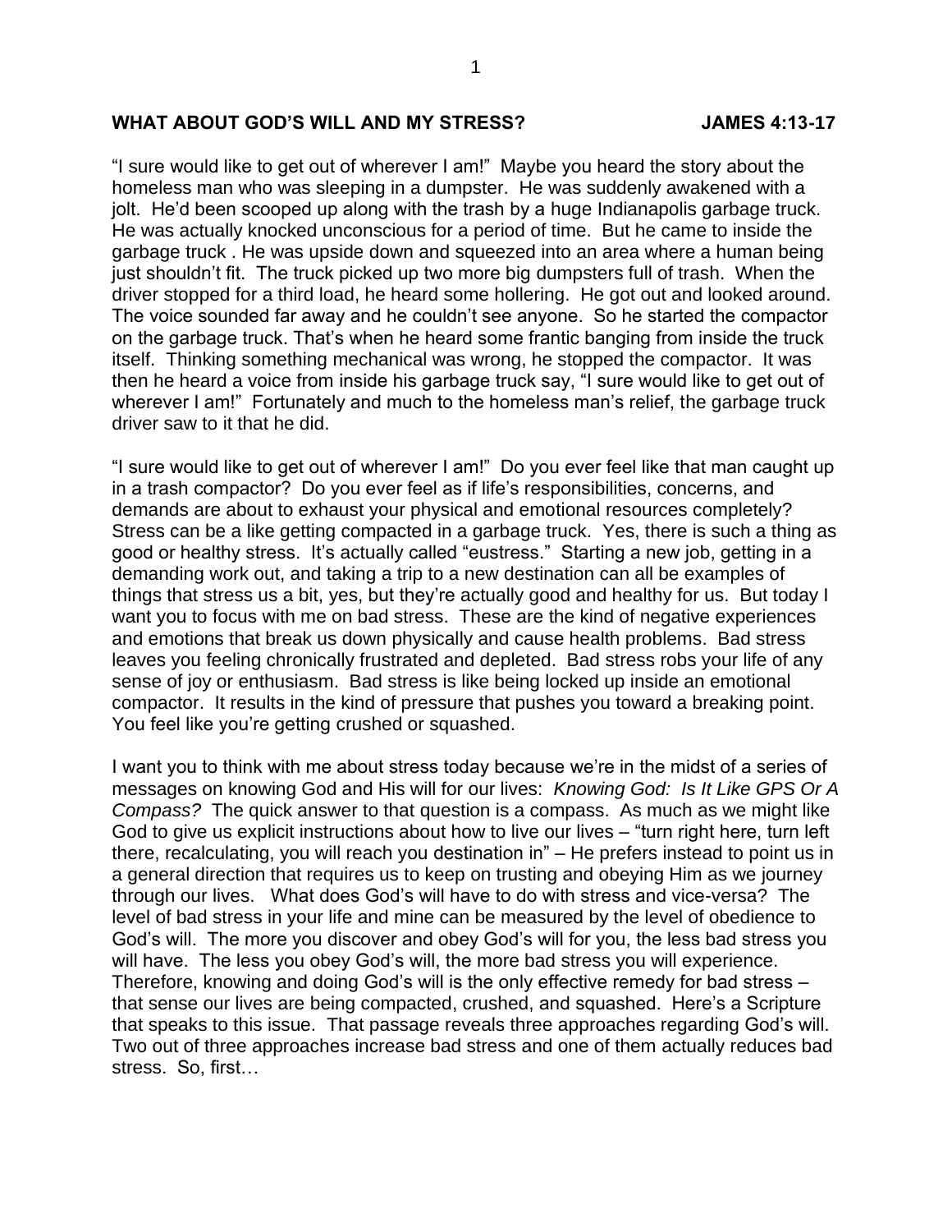**WHAT ABOUT GOD'S WILL AND MY STRESS? JAMES 4:13-17**

"I sure would like to get out of wherever I am!" Maybe you heard the story about the homeless man who was sleeping in a dumpster. He was suddenly awakened with a jolt. He'd been scooped up along with the trash by a huge Indianapolis garbage truck. He was actually knocked unconscious for a period of time. But he came to inside the garbage truck . He was upside down and squeezed into an area where a human being just shouldn't fit. The truck picked up two more big dumpsters full of trash. When the driver stopped for a third load, he heard some hollering. He got out and looked around. The voice sounded far away and he couldn't see anyone. So he started the compactor on the garbage truck. That's when he heard some frantic banging from inside the truck itself. Thinking something mechanical was wrong, he stopped the compactor. It was then he heard a voice from inside his garbage truck say, "I sure would like to get out of wherever I am!" Fortunately and much to the homeless man's relief, the garbage truck driver saw to it that he did.

"I sure would like to get out of wherever I am!" Do you ever feel like that man caught up in a trash compactor? Do you ever feel as if life's responsibilities, concerns, and demands are about to exhaust your physical and emotional resources completely? Stress can be a like getting compacted in a garbage truck. Yes, there is such a thing as good or healthy stress. It's actually called "eustress." Starting a new job, getting in a demanding work out, and taking a trip to a new destination can all be examples of things that stress us a bit, yes, but they're actually good and healthy for us. But today I want you to focus with me on bad stress. These are the kind of negative experiences and emotions that break us down physically and cause health problems. Bad stress leaves you feeling chronically frustrated and depleted. Bad stress robs your life of any sense of joy or enthusiasm. Bad stress is like being locked up inside an emotional compactor. It results in the kind of pressure that pushes you toward a breaking point. You feel like you're getting crushed or squashed.

I want you to think with me about stress today because we're in the midst of a series of messages on knowing God and His will for our lives: *Knowing God: Is It Like GPS Or A Compass?* The quick answer to that question is a compass. As much as we might like God to give us explicit instructions about how to live our lives – "turn right here, turn left there, recalculating, you will reach you destination in" – He prefers instead to point us in a general direction that requires us to keep on trusting and obeying Him as we journey through our lives. What does God's will have to do with stress and vice-versa? The level of bad stress in your life and mine can be measured by the level of obedience to God's will. The more you discover and obey God's will for you, the less bad stress you will have. The less you obey God's will, the more bad stress you will experience. Therefore, knowing and doing God's will is the only effective remedy for bad stress – that sense our lives are being compacted, crushed, and squashed. Here's a Scripture that speaks to this issue. That passage reveals three approaches regarding God's will. Two out of three approaches increase bad stress and one of them actually reduces bad stress. So, first…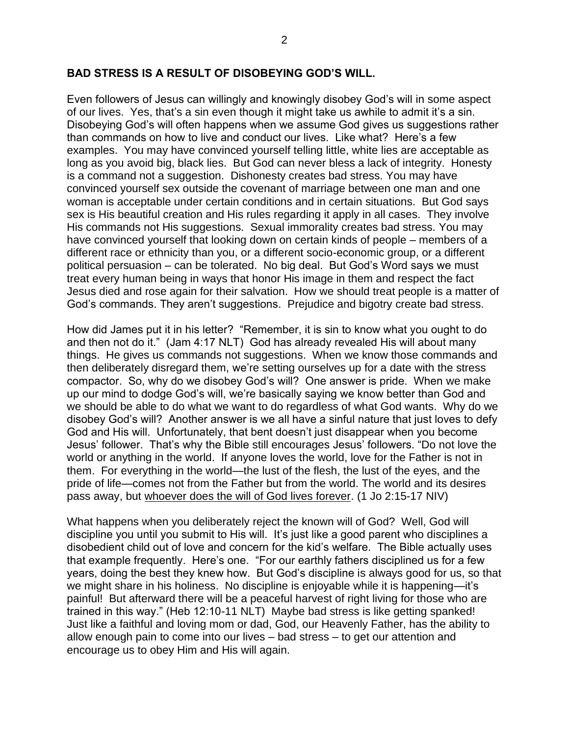**BAD STRESS IS A RESULT OF DISOBEYING GOD'S WILL.**

Even followers of Jesus can willingly and knowingly disobey God's will in some aspect of our lives. Yes, that's a sin even though it might take us awhile to admit it's a sin. Disobeying God's will often happens when we assume God gives us suggestions rather than commands on how to live and conduct our lives. Like what? Here's a few examples. You may have convinced yourself telling little, white lies are acceptable as long as you avoid big, black lies. But God can never bless a lack of integrity. Honesty is a command not a suggestion. Dishonesty creates bad stress. You may have convinced yourself sex outside the covenant of marriage between one man and one woman is acceptable under certain conditions and in certain situations. But God says sex is His beautiful creation and His rules regarding it apply in all cases. They involve His commands not His suggestions. Sexual immorality creates bad stress. You may have convinced yourself that looking down on certain kinds of people – members of a different race or ethnicity than you, or a different socio-economic group, or a different political persuasion – can be tolerated. No big deal. But God's Word says we must treat every human being in ways that honor His image in them and respect the fact Jesus died and rose again for their salvation. How we should treat people is a matter of God's commands. They aren't suggestions. Prejudice and bigotry create bad stress.

How did James put it in his letter? "Remember, it is sin to know what you ought to do and then not do it." (Jam 4:17 NLT) God has already revealed His will about many things. He gives us commands not suggestions. When we know those commands and then deliberately disregard them, we're setting ourselves up for a date with the stress compactor. So, why do we disobey God's will? One answer is pride. When we make up our mind to dodge God's will, we're basically saying we know better than God and we should be able to do what we want to do regardless of what God wants. Why do we disobey God's will? Another answer is we all have a sinful nature that just loves to defy God and His will. Unfortunately, that bent doesn't just disappear when you become Jesus' follower. That's why the Bible still encourages Jesus' followers. "Do not love the world or anything in the world. If anyone loves the world, love for the Father is not in them. For everything in the world—the lust of the flesh, the lust of the eyes, and the pride of life—comes not from the Father but from the world. The world and its desires pass away, but <u>whoever does the will of God lives forever</u>. (1 Jo 2:15-17 NIV)

What happens when you deliberately reject the known will of God? Well, God will discipline you until you submit to His will. It's just like a good parent who disciplines a disobedient child out of love and concern for the kid's welfare. The Bible actually uses that example frequently. Here's one. "For our earthly fathers disciplined us for a few years, doing the best they knew how. But God's discipline is always good for us, so that we might share in his holiness. No discipline is enjoyable while it is happening—it's painful! But afterward there will be a peaceful harvest of right living for those who are trained in this way." (Heb 12:10-11 NLT) Maybe bad stress is like getting spanked! Just like a faithful and loving mom or dad, God, our Heavenly Father, has the ability to allow enough pain to come into our lives – bad stress – to get our attention and encourage us to obey Him and His will again.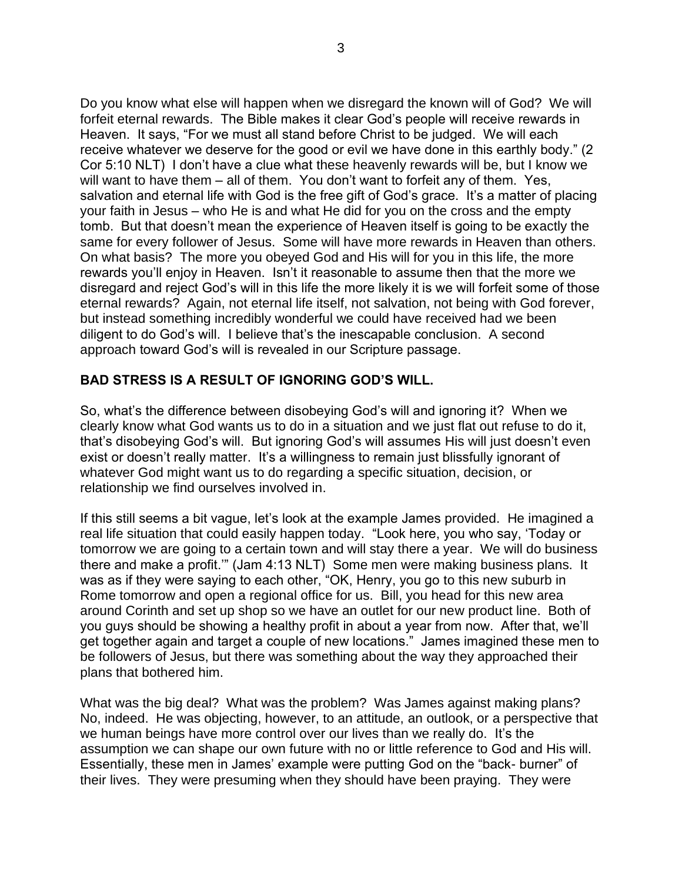Do you know what else will happen when we disregard the known will of God? We will forfeit eternal rewards. The Bible makes it clear God's people will receive rewards in Heaven. It says, "For we must all stand before Christ to be judged. We will each receive whatever we deserve for the good or evil we have done in this earthly body." (2 Cor 5:10 NLT) I don't have a clue what these heavenly rewards will be, but I know we will want to have them – all of them. You don't want to forfeit any of them. Yes, salvation and eternal life with God is the free gift of God's grace. It's a matter of placing your faith in Jesus – who He is and what He did for you on the cross and the empty tomb. But that doesn't mean the experience of Heaven itself is going to be exactly the same for every follower of Jesus. Some will have more rewards in Heaven than others. On what basis? The more you obeyed God and His will for you in this life, the more rewards you'll enjoy in Heaven. Isn't it reasonable to assume then that the more we disregard and reject God's will in this life the more likely it is we will forfeit some of those eternal rewards? Again, not eternal life itself, not salvation, not being with God forever, but instead something incredibly wonderful we could have received had we been diligent to do God's will. I believe that's the inescapable conclusion. A second approach toward God's will is revealed in our Scripture passage.

**BAD STRESS IS A RESULT OF IGNORING GOD'S WILL.**

So, what's the difference between disobeying God's will and ignoring it? When we clearly know what God wants us to do in a situation and we just flat out refuse to do it, that's disobeying God's will. But ignoring God's will assumes His will just doesn't even exist or doesn't really matter. It's a willingness to remain just blissfully ignorant of whatever God might want us to do regarding a specific situation, decision, or relationship we find ourselves involved in.

If this still seems a bit vague, let's look at the example James provided. He imagined a real life situation that could easily happen today. "Look here, you who say, 'Today or tomorrow we are going to a certain town and will stay there a year. We will do business there and make a profit.'" (Jam 4:13 NLT) Some men were making business plans. It was as if they were saying to each other, "OK, Henry, you go to this new suburb in Rome tomorrow and open a regional office for us. Bill, you head for this new area around Corinth and set up shop so we have an outlet for our new product line. Both of you guys should be showing a healthy profit in about a year from now. After that, we'll get together again and target a couple of new locations." James imagined these men to be followers of Jesus, but there was something about the way they approached their plans that bothered him.

What was the big deal? What was the problem? Was James against making plans? No, indeed. He was objecting, however, to an attitude, an outlook, or a perspective that we human beings have more control over our lives than we really do. It's the assumption we can shape our own future with no or little reference to God and His will. Essentially, these men in James' example were putting God on the "back- burner" of their lives. They were presuming when they should have been praying. They were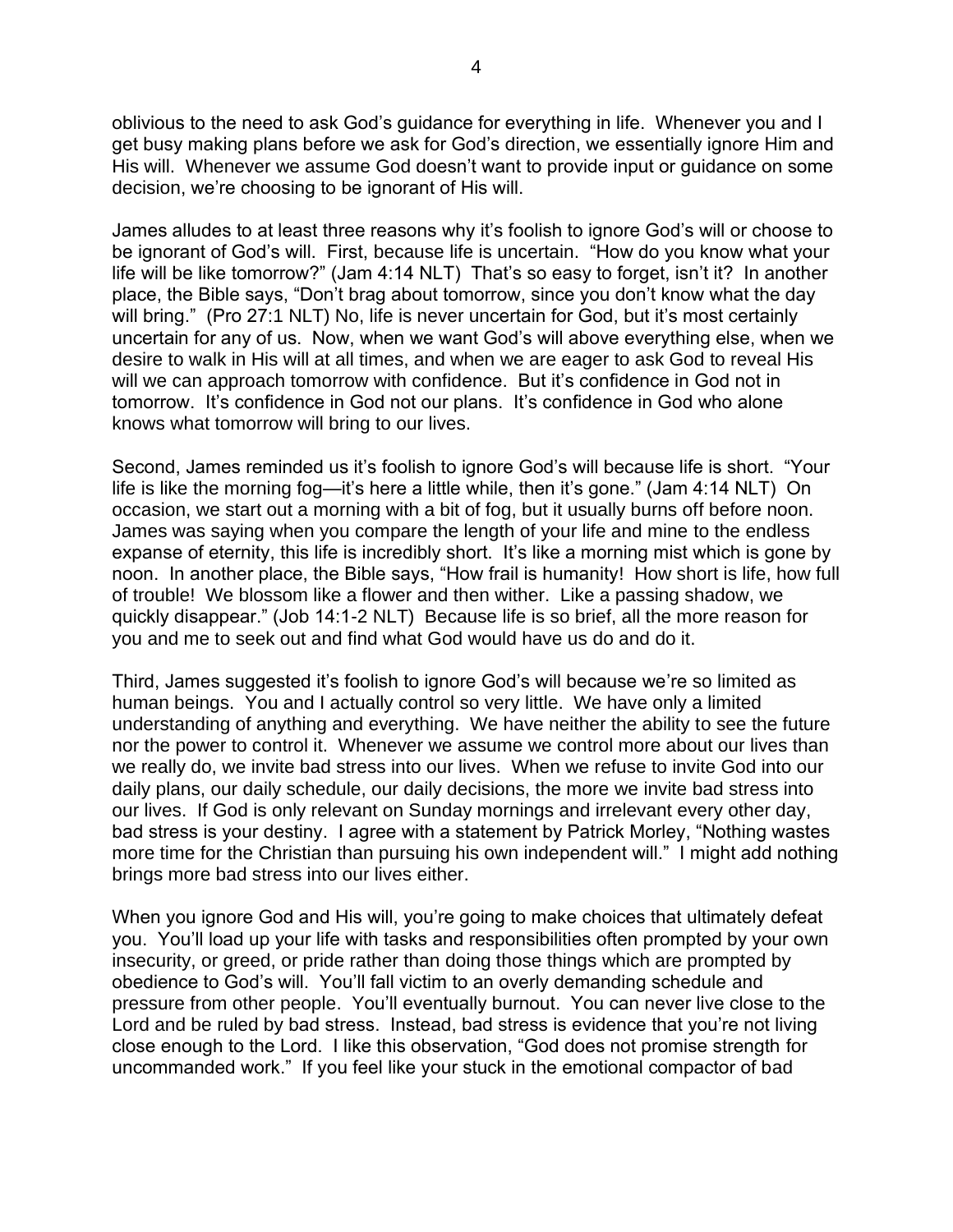oblivious to the need to ask God's guidance for everything in life. Whenever you and I get busy making plans before we ask for God's direction, we essentially ignore Him and His will. Whenever we assume God doesn't want to provide input or guidance on some decision, we're choosing to be ignorant of His will.

James alludes to at least three reasons why it's foolish to ignore God's will or choose to be ignorant of God's will. First, because life is uncertain. "How do you know what your life will be like tomorrow?" (Jam 4:14 NLT) That's so easy to forget, isn't it? In another place, the Bible says, "Don't brag about tomorrow, since you don't know what the day will bring." (Pro 27:1 NLT) No, life is never uncertain for God, but it's most certainly uncertain for any of us. Now, when we want God's will above everything else, when we desire to walk in His will at all times, and when we are eager to ask God to reveal His will we can approach tomorrow with confidence. But it's confidence in God not in tomorrow. It's confidence in God not our plans. It's confidence in God who alone knows what tomorrow will bring to our lives.

Second, James reminded us it's foolish to ignore God's will because life is short. "Your life is like the morning fog—it's here a little while, then it's gone." (Jam 4:14 NLT) On occasion, we start out a morning with a bit of fog, but it usually burns off before noon. James was saying when you compare the length of your life and mine to the endless expanse of eternity, this life is incredibly short. It's like a morning mist which is gone by noon. In another place, the Bible says, "How frail is humanity! How short is life, how full of trouble! We blossom like a flower and then wither. Like a passing shadow, we quickly disappear." (Job 14:1-2 NLT) Because life is so brief, all the more reason for you and me to seek out and find what God would have us do and do it.

Third, James suggested it's foolish to ignore God's will because we're so limited as human beings. You and I actually control so very little. We have only a limited understanding of anything and everything. We have neither the ability to see the future nor the power to control it. Whenever we assume we control more about our lives than we really do, we invite bad stress into our lives. When we refuse to invite God into our daily plans, our daily schedule, our daily decisions, the more we invite bad stress into our lives. If God is only relevant on Sunday mornings and irrelevant every other day, bad stress is your destiny. I agree with a statement by Patrick Morley, "Nothing wastes more time for the Christian than pursuing his own independent will." I might add nothing brings more bad stress into our lives either.

When you ignore God and His will, you're going to make choices that ultimately defeat you. You'll load up your life with tasks and responsibilities often prompted by your own insecurity, or greed, or pride rather than doing those things which are prompted by obedience to God's will. You'll fall victim to an overly demanding schedule and pressure from other people. You'll eventually burnout. You can never live close to the Lord and be ruled by bad stress. Instead, bad stress is evidence that you're not living close enough to the Lord. I like this observation, "God does not promise strength for uncommanded work." If you feel like your stuck in the emotional compactor of bad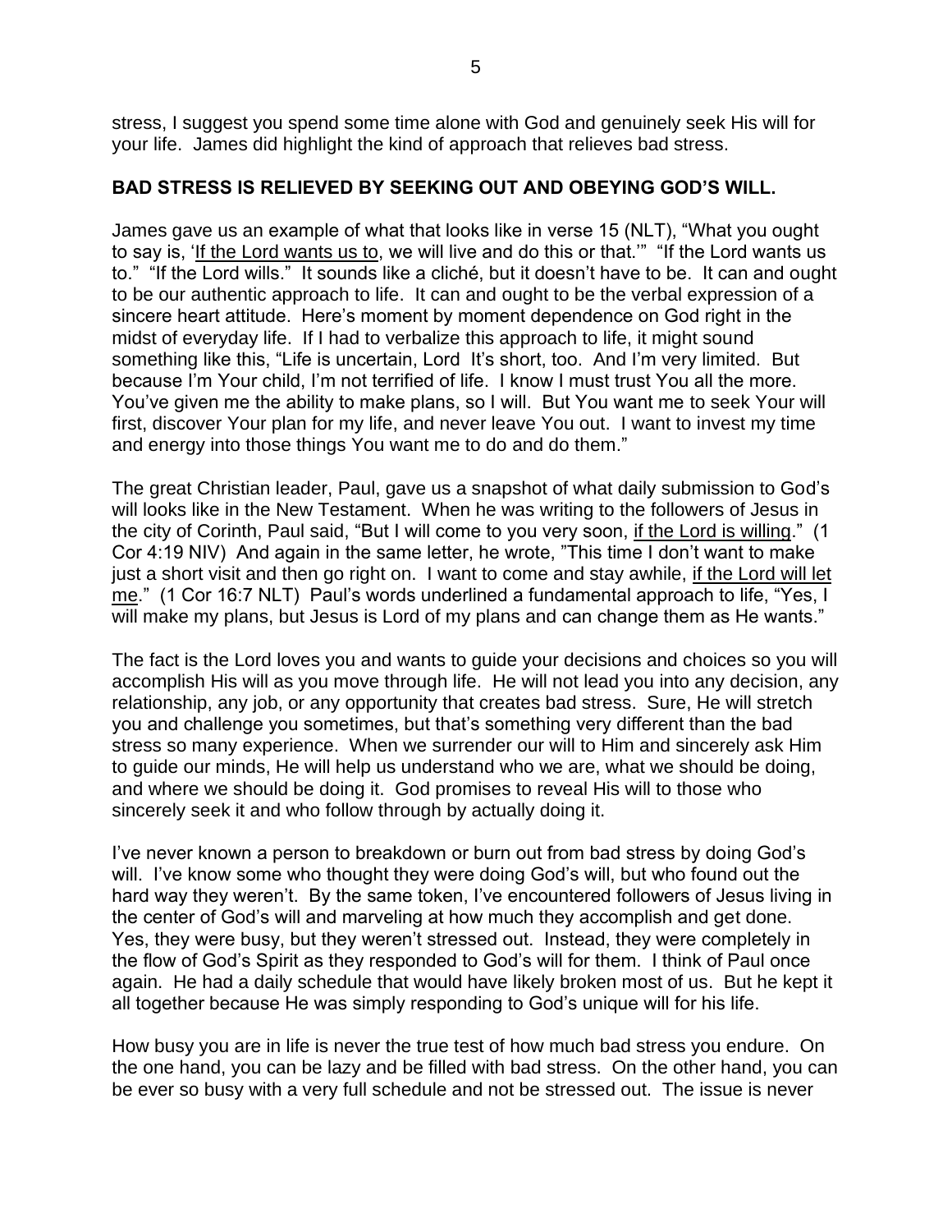stress, I suggest you spend some time alone with God and genuinely seek His will for your life. James did highlight the kind of approach that relieves bad stress.

**BAD STRESS IS RELIEVED BY SEEKING OUT AND OBEYING GOD'S WILL.**

James gave us an example of what that looks like in verse 15 (NLT), "What you ought to say is, '<u>If the Lord wants us to</u>, we will live and do this or that.'" "If the Lord wants us to." "If the Lord wills." It sounds like a cliché, but it doesn't have to be. It can and ought to be our authentic approach to life. It can and ought to be the verbal expression of a sincere heart attitude. Here's moment by moment dependence on God right in the midst of everyday life. If I had to verbalize this approach to life, it might sound something like this, "Life is uncertain, Lord It's short, too. And I'm very limited. But because I'm Your child, I'm not terrified of life. I know I must trust You all the more. You've given me the ability to make plans, so I will. But You want me to seek Your will first, discover Your plan for my life, and never leave You out. I want to invest my time and energy into those things You want me to do and do them."

The great Christian leader, Paul, gave us a snapshot of what daily submission to God's will looks like in the New Testament. When he was writing to the followers of Jesus in the city of Corinth, Paul said, "But I will come to you very soon, <u>if the Lord is willing</u>." (1 Cor 4:19 NIV) And again in the same letter, he wrote, "This time I don't want to make just a short visit and then go right on. I want to come and stay awhile, <u>if the Lord will let me</u>." (1 Cor 16:7 NLT) Paul's words underlined a fundamental approach to life, "Yes, I will make my plans, but Jesus is Lord of my plans and can change them as He wants."

The fact is the Lord loves you and wants to guide your decisions and choices so you will accomplish His will as you move through life. He will not lead you into any decision, any relationship, any job, or any opportunity that creates bad stress. Sure, He will stretch you and challenge you sometimes, but that's something very different than the bad stress so many experience. When we surrender our will to Him and sincerely ask Him to guide our minds, He will help us understand who we are, what we should be doing, and where we should be doing it. God promises to reveal His will to those who sincerely seek it and who follow through by actually doing it.

I've never known a person to breakdown or burn out from bad stress by doing God's will. I've know some who thought they were doing God's will, but who found out the hard way they weren't. By the same token, I've encountered followers of Jesus living in the center of God's will and marveling at how much they accomplish and get done. Yes, they were busy, but they weren't stressed out. Instead, they were completely in the flow of God's Spirit as they responded to God's will for them. I think of Paul once again. He had a daily schedule that would have likely broken most of us. But he kept it all together because He was simply responding to God's unique will for his life.

How busy you are in life is never the true test of how much bad stress you endure. On the one hand, you can be lazy and be filled with bad stress. On the other hand, you can be ever so busy with a very full schedule and not be stressed out. The issue is never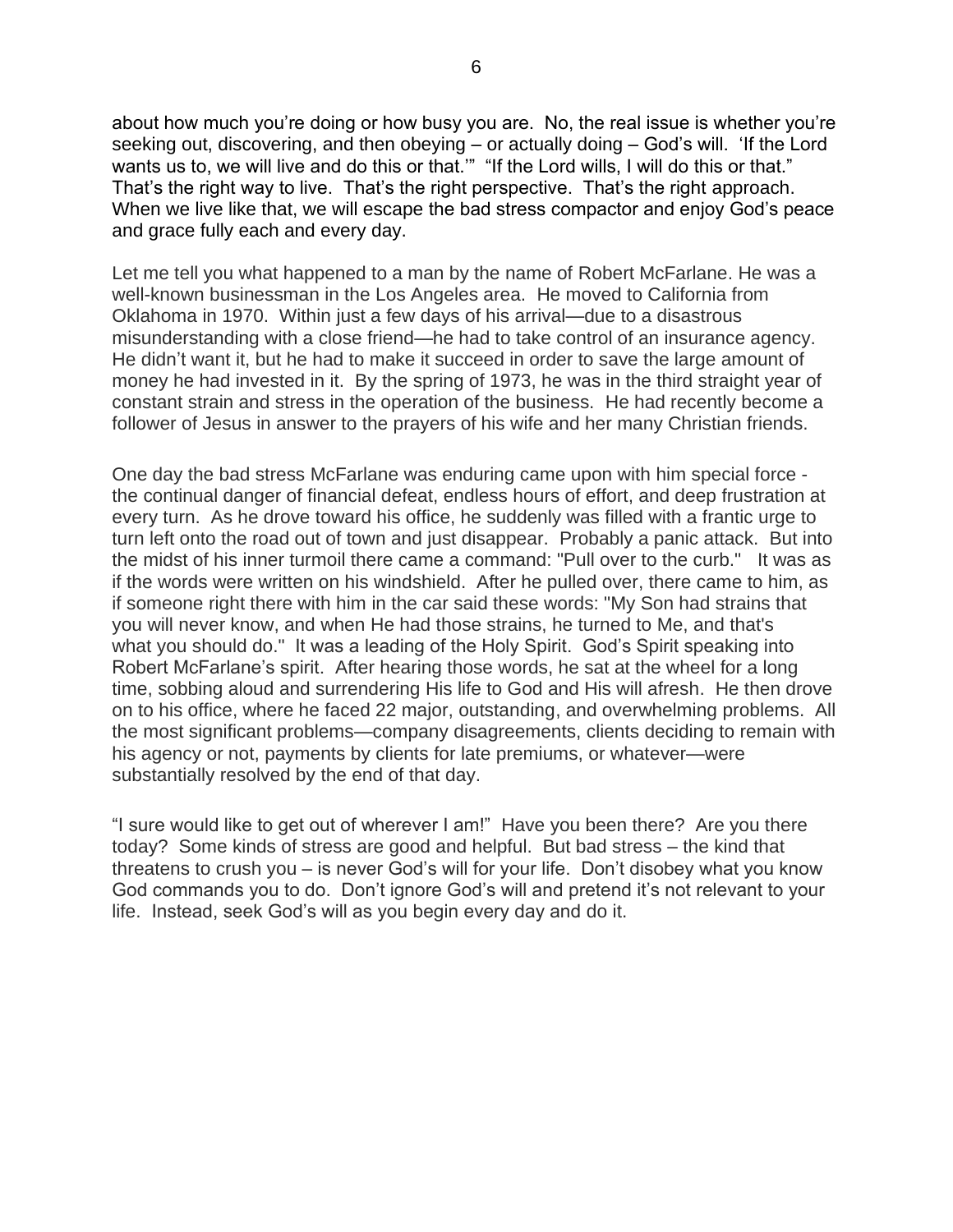about how much you're doing or how busy you are. No, the real issue is whether you're seeking out, discovering, and then obeying – or actually doing – God's will. 'If the Lord wants us to, we will live and do this or that.'" "If the Lord wills, I will do this or that." That's the right way to live. That's the right perspective. That's the right approach. When we live like that, we will escape the bad stress compactor and enjoy God's peace and grace fully each and every day.

Let me tell you what happened to a man by the name of Robert McFarlane. He was a well-known businessman in the Los Angeles area. He moved to California from Oklahoma in 1970. Within just a few days of his arrival—due to a disastrous misunderstanding with a close friend—he had to take control of an insurance agency. He didn't want it, but he had to make it succeed in order to save the large amount of money he had invested in it. By the spring of 1973, he was in the third straight year of constant strain and stress in the operation of the business. He had recently become a follower of Jesus in answer to the prayers of his wife and her many Christian friends.

One day the bad stress McFarlane was enduring came upon with him special force - the continual danger of financial defeat, endless hours of effort, and deep frustration at every turn. As he drove toward his office, he suddenly was filled with a frantic urge to turn left onto the road out of town and just disappear. Probably a panic attack. But into the midst of his inner turmoil there came a command: "Pull over to the curb." It was as if the words were written on his windshield. After he pulled over, there came to him, as if someone right there with him in the car said these words: "My Son had strains that you will never know, and when He had those strains, he turned to Me, and that's what you should do." It was a leading of the Holy Spirit. God's Spirit speaking into Robert McFarlane's spirit. After hearing those words, he sat at the wheel for a long time, sobbing aloud and surrendering His life to God and His will afresh. He then drove on to his office, where he faced 22 major, outstanding, and overwhelming problems. All the most significant problems—company disagreements, clients deciding to remain with his agency or not, payments by clients for late premiums, or whatever—were substantially resolved by the end of that day.

"I sure would like to get out of wherever I am!" Have you been there? Are you there today? Some kinds of stress are good and helpful. But bad stress – the kind that threatens to crush you – is never God's will for your life. Don't disobey what you know God commands you to do. Don't ignore God's will and pretend it's not relevant to your life. Instead, seek God's will as you begin every day and do it.